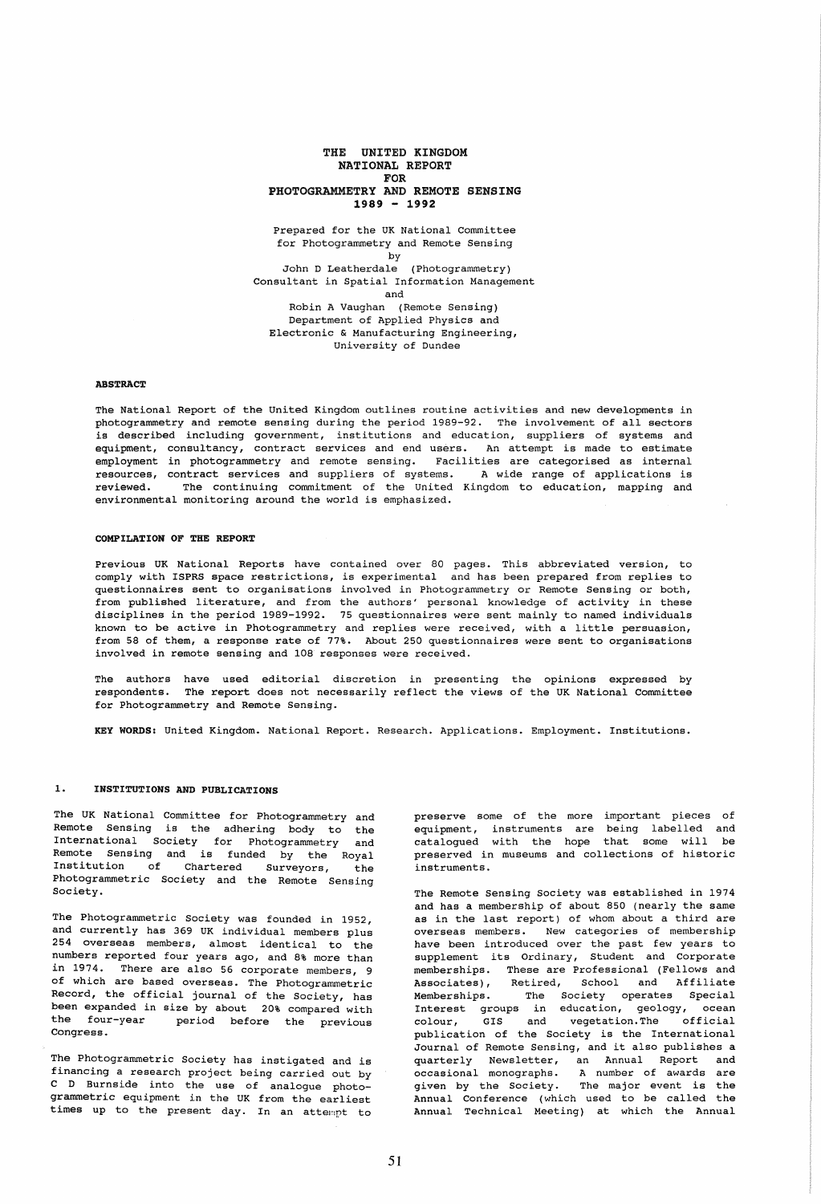# THE UNITED KINGDOM NATIONAL REPORT FOR PHOTOGRAMMETRY AND REMOTE SENSING 1989 - 1992

Prepared for the UK National Committee
for Photogrammetry and Remote Sensing
by
John D Leatherdale (Photogrammetry)
Consultant in Spatial Information Management
and
Robin A Vaughan (Remote Sensing)
Department of Applied Physics and
Electronic & Manufacturing Engineering,
University of Dundee

## ABSTRACT

The National Report of the United Kingdom outlines routine activities and new developments in photogrammetry and remote sensing during the period 1989-92. The involvement of all sectors is described including government, institutions and education, suppliers of systems and equipment, consultancy, contract services and end users. An attempt is made to estimate employment in photogrammetry and remote sensing. Facilities are categorised as internal resources, contract services and suppliers of systems. A wide range of applications is reviewed. The continuing commitment of the United Kingdom to education, mapping and environmental monitoring around the world is emphasized.

## COMPILATION OF THE REPORT

Previous UK National Reports have contained over 80 pages. This abbreviated version, to comply with ISPRS space restrictions, is experimental and has been prepared from replies to questionnaires sent to organisations involved in Photogrammetry or Remote Sensing or both, from published literature, and from the authors' personal knowledge of activity in these disciplines in the period 1989-1992. 75 questionnaires were sent mainly to named individuals known to be active in Photogrammetry and replies were received, with a little persuasion, from 58 of them, a response rate of 77%. About 250 questionnaires were sent to organisations involved in remote sensing and 108 responses were received.

The authors have used editorial discretion in presenting the opinions expressed by respondents. The report does not necessarily reflect the views of the UK National Committee for Photogrammetry and Remote Sensing.

**KEY WORDS:** United Kingdom. National Report. Research. Applications. Employment. Institutions.

## 1. INSTITUTIONS AND PUBLICATIONS

The UK National Committee for Photogrammetry and Remote Sensing is the adhering body to the International Society for Photogrammetry and Remote Sensing and is funded by the Royal Institution of Chartered Surveyors, the Photogrammetric Society and the Remote Sensing Society.

The Photogrammetric Society was founded in 1952, and currently has 369 UK individual members plus 254 overseas members, almost identical to the numbers reported four years ago, and 8% more than in 1974. There are also 56 corporate members, 9 of which are based overseas. The Photogrammetric Record, the official journal of the Society, has been expanded in size by about 20% compared with the four-year period before the previous Congress.

The Photogrammetric Society has instigated and is financing a research project being carried out by C D Burnside into the use of analogue photogrammetric equipment in the UK from the earliest times up to the present day. In an attempt to preserve some of the more important pieces of equipment, instruments are being labelled and catalogued with the hope that some will be preserved in museums and collections of historic instruments.

The Remote Sensing Society was established in 1974 and has a membership of about 850 (nearly the same as in the last report) of whom about a third are overseas members. New categories of membership have been introduced over the past few years to supplement its Ordinary, Student and Corporate memberships. These are Professional (Fellows and Associates), Retired, School and Affiliate Memberships. The Society operates Special Interest groups in education, geology, ocean colour, GIS and vegetation.The official publication of the Society is the International Journal of Remote Sensing, and it also publishes a quarterly Newsletter, an Annual Report and occasional monographs. A number of awards are given by the Society. The major event is the Annual Conference (which used to be called the Annual Technical Meeting) at which the Annual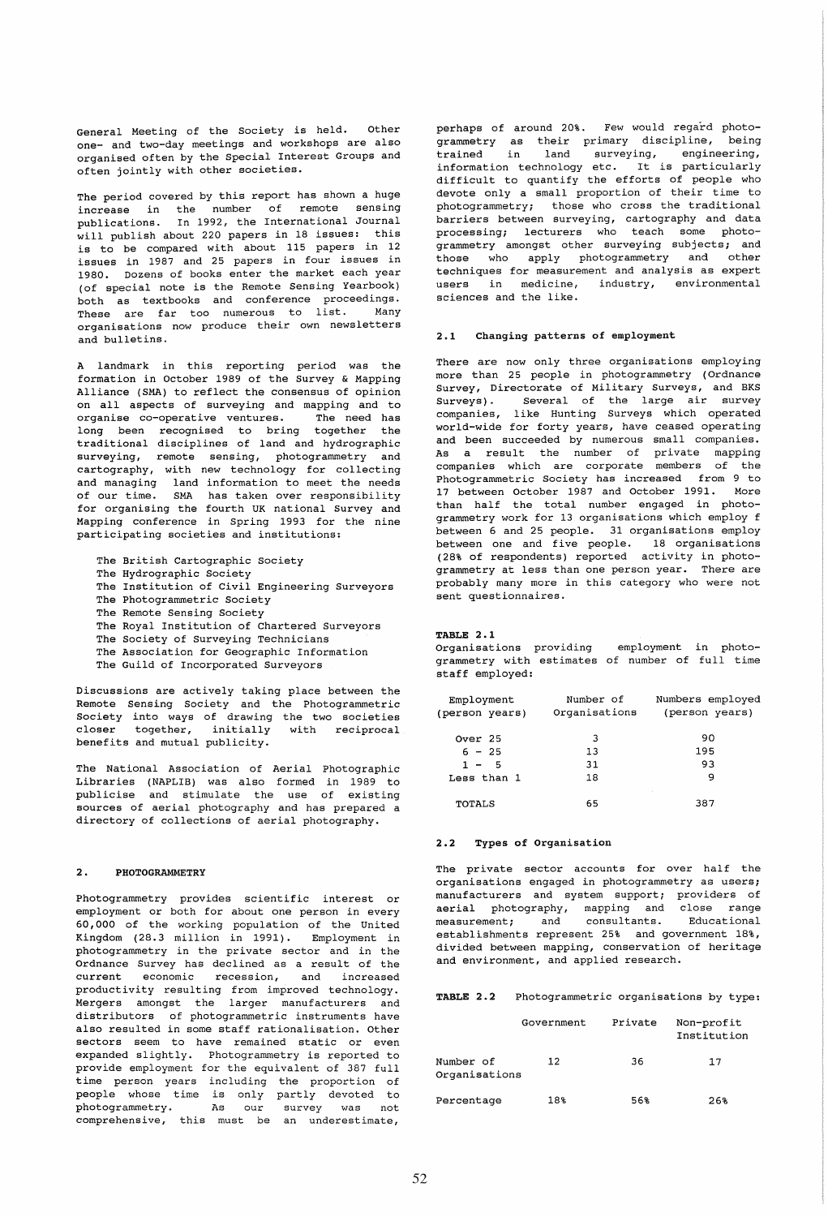General Meeting of the Society is held. Other one- and two-day meetings and workshops are also organised often by the Special Interest Groups and often jointly with other societies.

The period covered by this report has shown a huge increase in the number of remote sensing publications. In 1992, the International Journal will publish about 220 papers in 18 issues: this is to be compared with about 115 papers in 12 issues in 1987 and 25 papers in four issues in 1980. Dozens of books enter the market each year (of special note is the Remote Sensing Yearbook) both as textbooks and conference proceedings. These are far too numerous to list. Many organisations now produce their own newsletters and bulletins.

A landmark in this reporting period was the formation in October 1989 of the Survey & Mapping Alliance (SMA) to reflect the consensus of opinion on all aspects of surveying and mapping and to organise co-operative ventures. The need has long been recognised to bring together the traditional disciplines of land and hydrographic surveying, remote sensing, photogrammetry and cartography, with new technology for collecting and managing land information to meet the needs of our time. SMA has taken over responsibility for organising the fourth UK national Survey and Mapping conference in Spring 1993 for the nine participating societies and institutions:

- The British Cartographic Society
- The Hydrographic Society
- The Institution of Civil Engineering Surveyors
- The Photogrammetric Society
- The Remote Sensing Society
- The Royal Institution of Chartered Surveyors
- The Society of Surveying Technicians
- The Association for Geographic Information
- The Guild of Incorporated Surveyors

Discussions are actively taking place between the Remote Sensing Society and the Photogrammetric Society into ways of drawing the two societies closer together, initially with reciprocal benefits and mutual publicity.

The National Association of Aerial Photographic Libraries (NAPLIB) was also formed in 1989 to publicise and stimulate the use of existing sources of aerial photography and has prepared a directory of collections of aerial photography.

## 2. PHOTOGRAMMETRY

Photogrammetry provides scientific interest or employment or both for about one person in every 60,000 of the working population of the United Kingdom (28.3 million in 1991). Employment in photogrammetry in the private sector and in the Ordnance Survey has declined as a result of the current economic recession, and increased productivity resulting from improved technology. Mergers amongst the larger manufacturers and distributors of photogrammetric instruments have also resulted in some staff rationalisation. Other sectors seem to have remained static or even expanded slightly. Photogrammetry is reported to provide employment for the equivalent of 387 full time person years including the proportion of people whose time is only partly devoted to photogrammetry. As our survey was not comprehensive, this must be an underestimate, perhaps of around 20%. Few would regard photogrammetry as their primary discipline, being trained in land surveying, engineering, information technology etc. It is particularly difficult to quantify the efforts of people who devote only a small proportion of their time to photogrammetry; those who cross the traditional barriers between surveying, cartography and data processing; lecturers who teach some photogrammetry amongst other surveying subjects; and those who apply photogrammetry and other techniques for measurement and analysis as expert users in medicine, industry, environmental sciences and the like.

### 2.1 Changing patterns of employment

There are now only three organisations employing more than 25 people in photogrammetry (Ordnance Survey, Directorate of Military Surveys, and BKS Surveys). Several of the large air survey companies, like Hunting Surveys which operated world-wide for forty years, have ceased operating and been succeeded by numerous small companies. As a result the number of private mapping companies which are corporate members of the Photogrammetric Society has increased from 9 to 17 between October 1987 and October 1991. More than half the total number engaged in photogrammetry work for 13 organisations which employ f between 6 and 25 people. 31 organisations employ between one and five people. 18 organisations (28% of respondents) reported activity in photogrammetry at less than one person year. There are probably many more in this category who were not sent questionnaires.

**TABLE 2.1**
Organisations providing employment in photogrammetry with estimates of number of full time staff employed:

| Employment (person years) | Number of Organisations | Numbers employed (person years) |
|---|---|---|
| Over 25 | 3 | 90 |
| 6 - 25 | 13 | 195 |
| 1 - 5 | 31 | 93 |
| Less than 1 | 18 | 9 |
| TOTALS | 65 | 387 |

### 2.2 Types of Organisation

The private sector accounts for over half the organisations engaged in photogrammetry as users; manufacturers and system support; providers of aerial photography, mapping and close range measurement; and consultants. Educational establishments represent 25% and government 18%, divided between mapping, conservation of heritage and environment, and applied research.

**TABLE 2.2** Photogrammetric organisations by type:

| | Government | Private | Non-profit Institution |
|---|---|---|---|
| Number of Organisations | 12 | 36 | 17 |
| Percentage | 18% | 56% | 26% |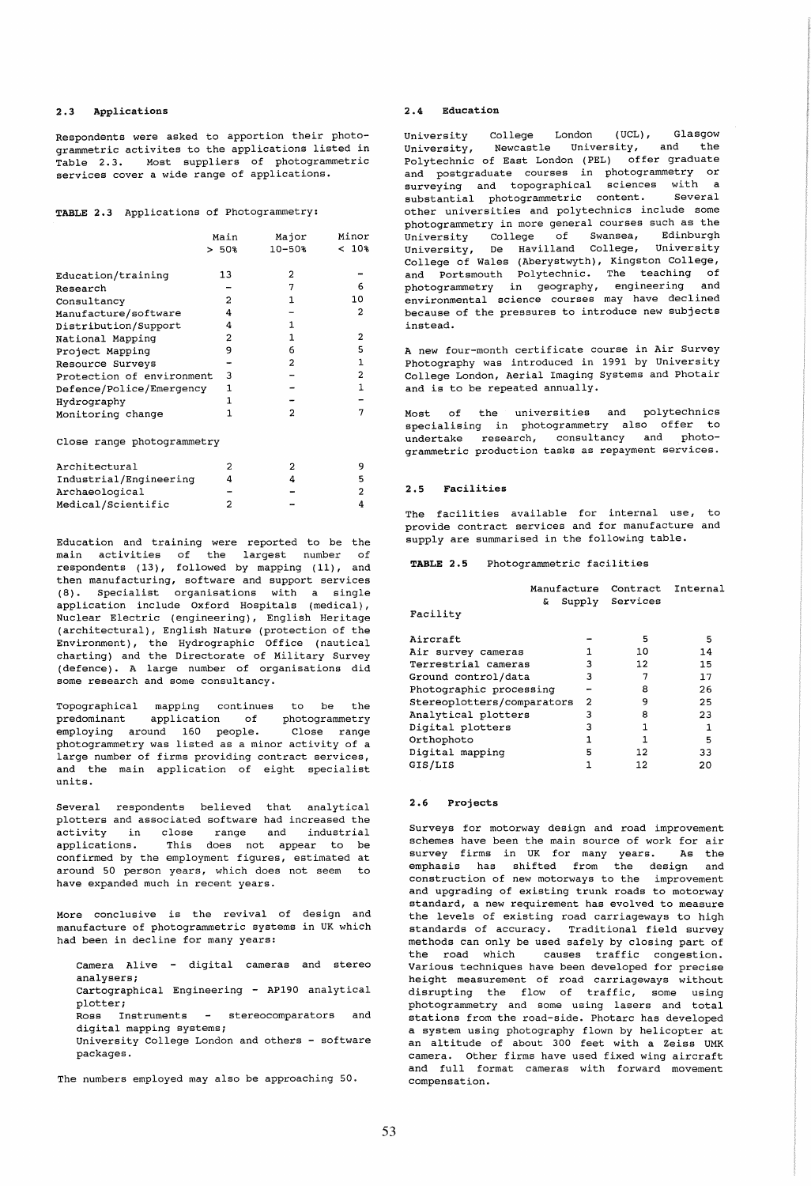### 2.3 Applications

Respondents were asked to apportion their photogrammetric activites to the applications listed in Table 2.3. Most suppliers of photogrammetric services cover a wide range of applications.

**TABLE 2.3** Applications of Photogrammetry:

| | Main > 50% | Major 10-50% | Minor < 10% |
|---|---|---|---|
| Education/training | 13 | 2 | - |
| Research | - | 7 | 6 |
| Consultancy | 2 | 1 | 10 |
| Manufacture/software | 4 | - | 2 |
| Distribution/Support | 4 | 1 | |
| National Mapping | 2 | 1 | 2 |
| Project Mapping | 9 | 6 | 5 |
| Resource Surveys | - | 2 | 1 |
| Protection of environment | 3 | - | 2 |
| Defence/Police/Emergency | 1 | - | 1 |
| Hydrography | 1 | - | - |
| Monitoring change | 1 | 2 | 7 |
| *Close range photogrammetry* | | | |
| Architectural | 2 | 2 | 9 |
| Industrial/Engineering | 4 | 4 | 5 |
| Archaeological | - | - | 2 |
| Medical/Scientific | 2 | - | 4 |

Education and training were reported to be the main activities of the largest number of respondents (13), followed by mapping (11), and then manufacturing, software and support services (8). Specialist organisations with a single application include Oxford Hospitals (medical), Nuclear Electric (engineering), English Heritage (architectural), English Nature (protection of the Environment), the Hydrographic Office (nautical charting) and the Directorate of Military Survey (defence). A large number of organisations did some research and some consultancy.

Topographical mapping continues to be the predominant application of photogrammetry employing around 160 people. Close range photogrammetry was listed as a minor activity of a large number of firms providing contract services, and the main application of eight specialist units.

Several respondents believed that analytical plotters and associated software had increased the activity in close range and industrial applications. This does not appear to be confirmed by the employment figures, estimated at around 50 person years, which does not seem to have expanded much in recent years.

More conclusive is the revival of design and manufacture of photogrammetric systems in UK which had been in decline for many years:

- Camera Alive - digital cameras and stereo analysers;
- Cartographical Engineering - AP190 analytical plotter;
- Ross Instruments - stereocomparators and digital mapping systems;
- University College London and others - software packages.

The numbers employed may also be approaching 50.

### 2.4 Education

University College London (UCL), Glasgow University, Newcastle University, and the Polytechnic of East London (PEL) offer graduate and postgraduate courses in photogrammetry or surveying and topographical sciences with a substantial photogrammetric content. Several other universities and polytechnics include some photogrammetry in more general courses such as the University College of Swansea, Edinburgh University, De Havilland College, University College of Wales (Aberystwyth), Kingston College, and Portsmouth Polytechnic. The teaching of photogrammetry in geography, engineering and environmental science courses may have declined because of the pressures to introduce new subjects instead.

A new four-month certificate course in Air Survey Photography was introduced in 1991 by University College London, Aerial Imaging Systems and Photair and is to be repeated annually.

Most of the universities and polytechnics specialising in photogrammetry also offer to undertake research, consultancy and photogrammetric production tasks as repayment services.

### 2.5 Facilities

The facilities available for internal use, to provide contract services and for manufacture and supply are summarised in the following table.

**TABLE 2.5** Photogrammetric facilities

| Facility | Manufacture & Supply | Contract Services | Internal |
|---|---|---|---|
| Aircraft | - | 5 | 5 |
| Air survey cameras | 1 | 10 | 14 |
| Terrestrial cameras | 3 | 12 | 15 |
| Ground control/data | 3 | 7 | 17 |
| Photographic processing | - | 8 | 26 |
| Stereoplotters/comparators | 2 | 9 | 25 |
| Analytical plotters | 3 | 8 | 23 |
| Digital plotters | 3 | 1 | 1 |
| Orthophoto | 1 | 1 | 5 |
| Digital mapping | 5 | 12 | 33 |
| GIS/LIS | 1 | 12 | 20 |

### 2.6 Projects

Surveys for motorway design and road improvement schemes have been the main source of work for air survey firms in UK for many years. As the emphasis has shifted from the design and construction of new motorways to the improvement and upgrading of existing trunk roads to motorway standard, a new requirement has evolved to measure the levels of existing road carriageways to high standards of accuracy. Traditional field survey methods can only be used safely by closing part of the road which causes traffic congestion. Various techniques have been developed for precise height measurement of road carriageways without disrupting the flow of traffic, some using photogrammetry and some using lasers and total stations from the road-side. Photarc has developed a system using photography flown by helicopter at an altitude of about 300 feet with a Zeiss UMK camera. Other firms have used fixed wing aircraft and full format cameras with forward movement compensation.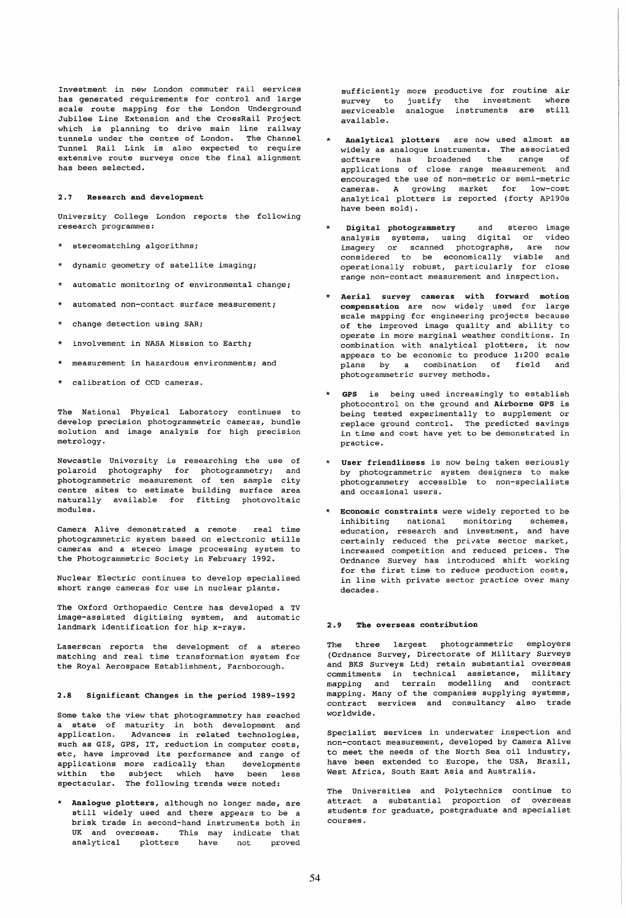Investment in new London commuter rail services has generated requirements for control and large scale route mapping for the London Underground Jubilee Line Extension and the CrossRail Project which is planning to drive main line railway tunnels under the centre of London. The Channel Tunnel Rail Link is also expected to require extensive route surveys once the final alignment has been selected.

### 2.7 Research and development

University College London reports the following research programmes:

* stereomatching algorithms;
* dynamic geometry of satellite imaging;
* automatic monitoring of environmental change;
* automated non-contact surface measurement;
* change detection using SAR;
* involvement in NASA Mission to Earth;
* measurement in hazardous environments; and
* calibration of CCD cameras.

The National Physical Laboratory continues to develop precision photogrammetric cameras, bundle solution and image analysis for high precision metrology.

Newcastle University is researching the use of polaroid photography for photogrammetry; and photogrammetric measurement of ten sample city centre sites to estimate building surface area naturally available for fitting photovoltaic modules.

Camera Alive demonstrated a remote real time photogrammetric system based on electronic stills cameras and a stereo image processing system to the Photogrammetric Society in February 1992.

Nuclear Electric continues to develop specialised short range cameras for use in nuclear plants.

The Oxford Orthopaedic Centre has developed a TV image-assisted digitising system, and automatic landmark identification for hip x-rays.

Laserscan reports the development of a stereo matching and real time transformation system for the Royal Aerospace Establishment, Farnborough.

### 2.8 Significant Changes in the period 1989-1992

Some take the view that photogrammetry has reached a state of maturity in both development and application. Advances in related technologies, such as GIS, GPS, IT, reduction in computer costs, etc, have improved its performance and range of applications more radically than developments within the subject which have been less spectacular. The following trends were noted:

* **Analogue plotters**, although no longer made, are still widely used and there appears to be a brisk trade in second-hand instruments both in UK and overseas. This may indicate that analytical plotters have not proved sufficiently more productive for routine air survey to justify the investment where serviceable analogue instruments are still available.
* **Analytical plotters** are now used almost as widely as analogue instruments. The associated software has broadened the range of applications of close range measurement and encouraged the use of non-metric or semi-metric cameras. A growing market for low-cost analytical plotters is reported (forty AP190s have been sold).
* **Digital photogrammetry** and stereo image analysis systems, using digital or video imagery or scanned photographs, are now considered to be economically viable and operationally robust, particularly for close range non-contact measurement and inspection.
* **Aerial survey cameras with forward motion compensation** are now widely used for large scale mapping for engineering projects because of the improved image quality and ability to operate in more marginal weather conditions. In combination with analytical plotters, it now appears to be economic to produce 1:200 scale plans by a combination of field and photogrammetric survey methods.
* **GPS** is being used increasingly to establish photocontrol on the ground and **Airborne GPS** is being tested experimentally to supplement or replace ground control. The predicted savings in time and cost have yet to be demonstrated in practice.
* **User friendliness** is now being taken seriously by photogrammetric system designers to make photogrammetry accessible to non-specialists and occasional users.
* **Economic constraints** were widely reported to be inhibiting national monitoring schemes, education, research and investment, and have certainly reduced the private sector market, increased competition and reduced prices. The Ordnance Survey has introduced shift working for the first time to reduce production costs, in line with private sector practice over many decades.

### 2.9 The overseas contribution

The three largest photogrammetric employers (Ordnance Survey, Directorate of Military Surveys and BKS Surveys Ltd) retain substantial overseas commitments in technical assistance, military mapping and terrain modelling and contract mapping. Many of the companies supplying systems, contract services and consultancy also trade worldwide.

Specialist services in underwater inspection and non-contact measurement, developed by Camera Alive to meet the needs of the North Sea oil industry, have been extended to Europe, the USA, Brazil, West Africa, South East Asia and Australia.

The Universities and Polytechnics continue to attract a substantial proportion of overseas students for graduate, postgraduate and specialist courses.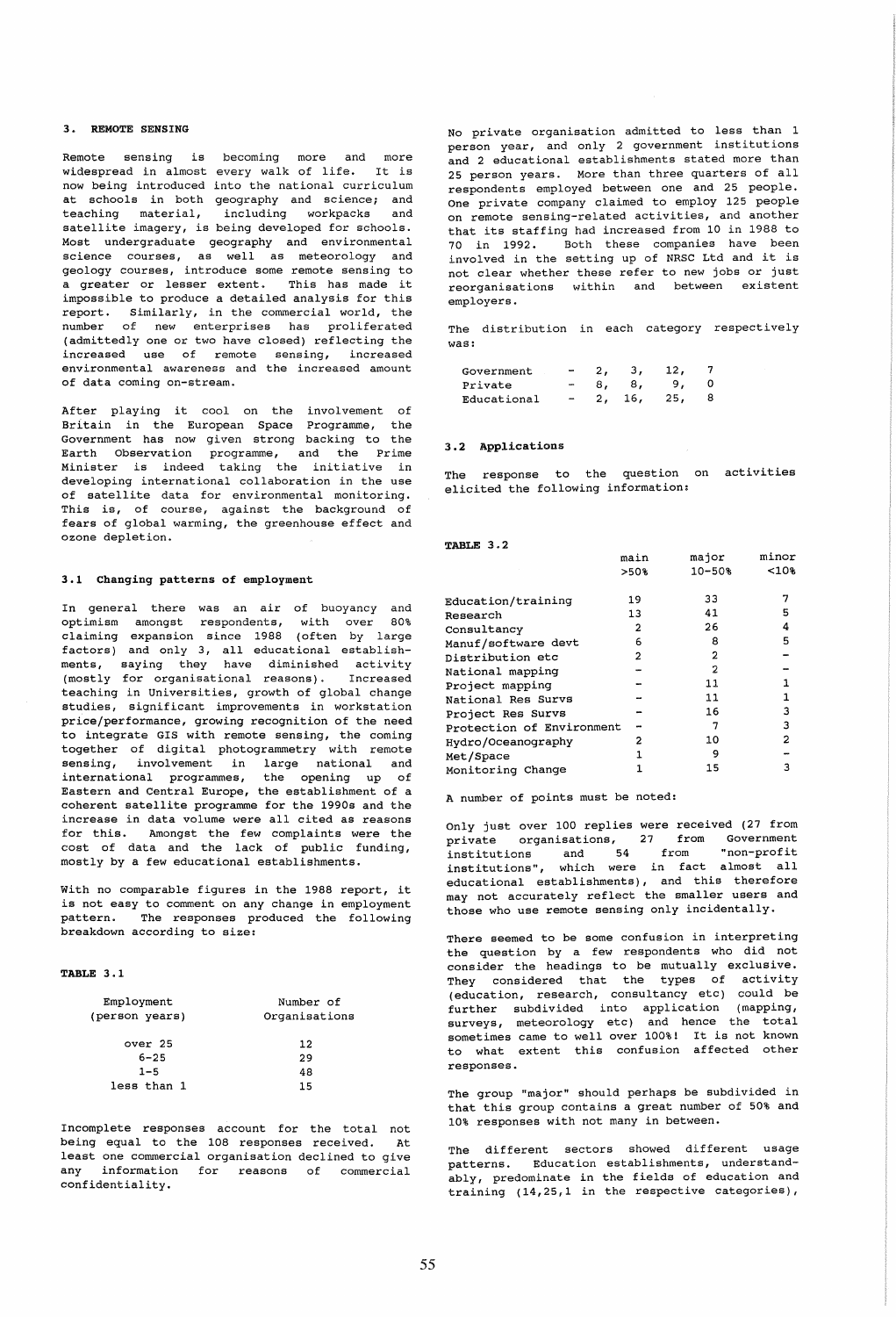## 3. REMOTE SENSING

Remote sensing is becoming more and more widespread in almost every walk of life. It is now being introduced into the national curriculum at schools in both geography and science; and teaching material, including workpacks and satellite imagery, is being developed for schools. Most undergraduate geography and environmental science courses, as well as meteorology and geology courses, introduce some remote sensing to a greater or lesser extent. This has made it impossible to produce a detailed analysis for this report. Similarly, in the commercial world, the number of new enterprises has proliferated (admittedly one or two have closed) reflecting the increased use of remote sensing, increased environmental awareness and the increased amount of data coming on-stream.

After playing it cool on the involvement of Britain in the European Space Programme, the Government has now given strong backing to the Earth Observation programme, and the Prime Minister is indeed taking the initiative in developing international collaboration in the use of satellite data for environmental monitoring. This is, of course, against the background of fears of global warming, the greenhouse effect and ozone depletion.

### 3.1 Changing patterns of employment

In general there was an air of buoyancy and optimism amongst respondents, with over 80% claiming expansion since 1988 (often by large factors) and only 3, all educational establishments, saying they have diminished activity (mostly for organisational reasons). Increased teaching in Universities, growth of global change studies, significant improvements in workstation price/performance, growing recognition of the need to integrate GIS with remote sensing, the coming together of digital photogrammetry with remote sensing, involvement in large national and international programmes, the opening up of Eastern and Central Europe, the establishment of a coherent satellite programme for the 1990s and the increase in data volume were all cited as reasons for this. Amongst the few complaints were the cost of data and the lack of public funding, mostly by a few educational establishments.

With no comparable figures in the 1988 report, it is not easy to comment on any change in employment pattern. The responses produced the following breakdown according to size:

**TABLE 3.1**

| Employment (person years) | Number of Organisations |
|---|---|
| over 25 | 12 |
| 6-25 | 29 |
| 1-5 | 48 |
| less than 1 | 15 |

Incomplete responses account for the total not being equal to the 108 responses received. At least one commercial organisation declined to give any information for reasons of commercial confidentiality.

No private organisation admitted to less than 1 person year, and only 2 government institutions and 2 educational establishments stated more than 25 person years. More than three quarters of all respondents employed between one and 25 people. One private company claimed to employ 125 people on remote sensing-related activities, and another that its staffing had increased from 10 in 1988 to 70 in 1992. Both these companies have been involved in the setting up of NRSC Ltd and it is not clear whether these refer to new jobs or just reorganisations within and between existent employers.

The distribution in each category respectively was:

| | | | | |
|---|---|---|---|---|
| Government | - 2, | 3, | 12, | 7 |
| Private | - 8, | 8, | 9, | 0 |
| Educational | - 2, | 16, | 25, | 8 |

### 3.2 Applications

The response to the question on activities elicited the following information:

**TABLE 3.2**

| | main >50% | major 10-50% | minor <10% |
|---|---|---|---|
| Education/training | 19 | 33 | 7 |
| Research | 13 | 41 | 5 |
| Consultancy | 2 | 26 | 4 |
| Manuf/software devt | 6 | 8 | 5 |
| Distribution etc | 2 | 2 | - |
| National mapping | - | 2 | - |
| Project mapping | - | 11 | 1 |
| National Res Survs | - | 11 | 1 |
| Project Res Survs | - | 16 | 3 |
| Protection of Environment | - | 7 | 3 |
| Hydro/Oceanography | 2 | 10 | 2 |
| Met/Space | 1 | 9 | - |
| Monitoring Change | 1 | 15 | 3 |

A number of points must be noted:

Only just over 100 replies were received (27 from private organisations, 27 from Government institutions and 54 from "non-profit institutions", which were in fact almost all educational establishments), and this therefore may not accurately reflect the smaller users and those who use remote sensing only incidentally.

There seemed to be some confusion in interpreting the question by a few respondents who did not consider the headings to be mutually exclusive. They considered that the types of activity (education, research, consultancy etc) could be further subdivided into application (mapping, surveys, meteorology etc) and hence the total sometimes came to well over 100%! It is not known to what extent this confusion affected other responses.

The group "major" should perhaps be subdivided in that this group contains a great number of 50% and 10% responses with not many in between.

The different sectors showed different usage patterns. Education establishments, understandably, predominate in the fields of education and training (14,25,1 in the respective categories),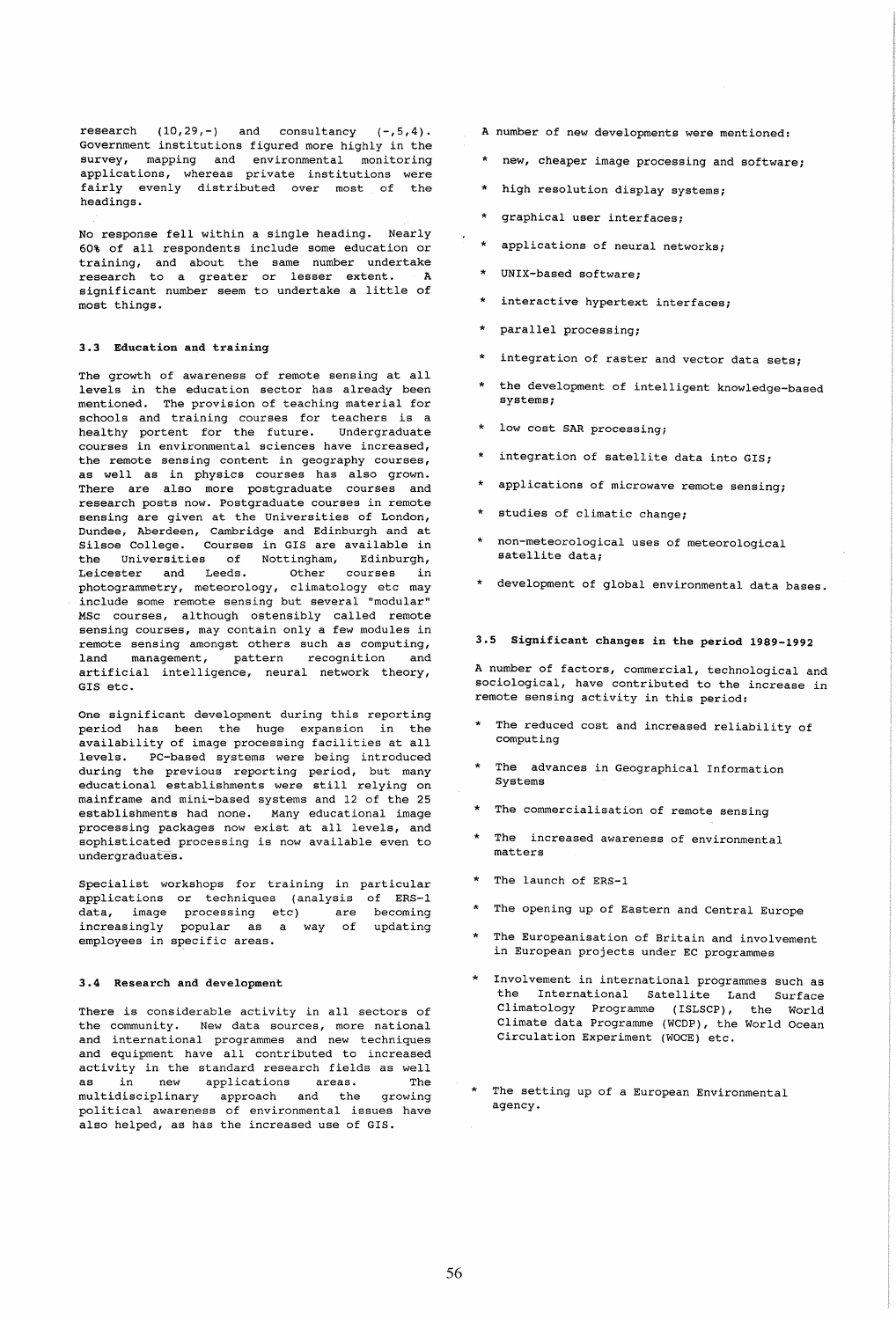research (10,29,-) and consultancy (-,5,4). Government institutions figured more highly in the survey, mapping and environmental monitoring applications, whereas private institutions were fairly evenly distributed over most of the headings.

No response fell within a single heading. Nearly 60% of all respondents include some education or training, and about the same number undertake research to a greater or lesser extent. A significant number seem to undertake a little of most things.

### 3.3 Education and training

The growth of awareness of remote sensing at all levels in the education sector has already been mentioned. The provision of teaching material for schools and training courses for teachers is a healthy portent for the future. Undergraduate courses in environmental sciences have increased, the remote sensing content in geography courses, as well as in physics courses has also grown. There are also more postgraduate courses and research posts now. Postgraduate courses in remote sensing are given at the Universities of London, Dundee, Aberdeen, Cambridge and Edinburgh and at Silsoe College. Courses in GIS are available in the Universities of Nottingham, Edinburgh, Leicester and Leeds. Other courses in photogrammetry, meteorology, climatology etc may include some remote sensing but several "modular" MSc courses, although ostensibly called remote sensing courses, may contain only a few modules in remote sensing amongst others such as computing, land management, pattern recognition and artificial intelligence, neural network theory, GIS etc.

One significant development during this reporting period has been the huge expansion in the availability of image processing facilities at all levels. PC-based systems were being introduced during the previous reporting period, but many educational establishments were still relying on mainframe and mini-based systems and 12 of the 25 establishments had none. Many educational image processing packages now exist at all levels, and sophisticated processing is now available even to undergraduates.

Specialist workshops for training in particular applications or techniques (analysis of ERS-1 data, image processing etc) are becoming increasingly popular as a way of updating employees in specific areas.

### 3.4 Research and development

There is considerable activity in all sectors of the community. New data sources, more national and international programmes and new techniques and equipment have all contributed to increased activity in the standard research fields as well as in new applications areas. The multidisciplinary approach and the growing political awareness of environmental issues have also helped, as has the increased use of GIS.

A number of new developments were mentioned:

* new, cheaper image processing and software;
* high resolution display systems;
* graphical user interfaces;
* applications of neural networks;
* UNIX-based software;
* interactive hypertext interfaces;
* parallel processing;
* integration of raster and vector data sets;
* the development of intelligent knowledge-based systems;
* low cost SAR processing;
* integration of satellite data into GIS;
* applications of microwave remote sensing;
* studies of climatic change;
* non-meteorological uses of meteorological satellite data;
* development of global environmental data bases.

### 3.5 Significant changes in the period 1989-1992

A number of factors, commercial, technological and sociological, have contributed to the increase in remote sensing activity in this period:

* The reduced cost and increased reliability of computing
* The advances in Geographical Information Systems
* The commercialisation of remote sensing
* The increased awareness of environmental matters
* The launch of ERS-1
* The opening up of Eastern and Central Europe
* The Europeanisation of Britain and involvement in European projects under EC programmes
* Involvement in international programmes such as the International Satellite Land Surface Climatology Programme (ISLSCP), the World Climate data Programme (WCDP), the World Ocean Circulation Experiment (WOCE) etc.
* The setting up of a European Environmental agency.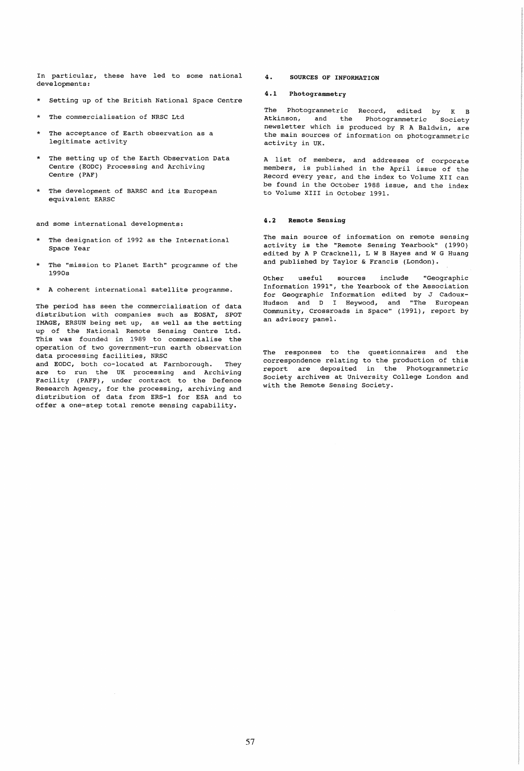In particular, these have led to some national developments:

* Setting up of the British National Space Centre
* The commercialisation of NRSC Ltd
* The acceptance of Earth observation as a legitimate activity
* The setting up of the Earth Observation Data Centre (EODC) Processing and Archiving Centre (PAF)
* The development of BARSC and its European equivalent EARSC

and some international developments:

* The designation of 1992 as the International Space Year
* The "mission to Planet Earth" programme of the 1990s
* A coherent international satellite programme.

The period has seen the commercialisation of data distribution with companies such as EOSAT, SPOT IMAGE, ERSUN being set up, as well as the setting up of the National Remote Sensing Centre Ltd. This was founded in 1989 to commercialise the operation of two government-run earth observation data processing facilities, NRSC and EODC, both co-located at Farnborough. They are to run the UK processing and Archiving Facility (PAFF), under contract to the Defence Research Agency, for the processing, archiving and distribution of data from ERS-1 for ESA and to offer a one-step total remote sensing capability.

## 4. SOURCES OF INFORMATION

### 4.1 Photogrammetry

The Photogrammetric Record, edited by K B Atkinson, and the Photogrammetric Society newsletter which is produced by R A Baldwin, are the main sources of information on photogrammetric activity in UK.

A list of members, and addresses of corporate members, is published in the April issue of the Record every year, and the index to Volume XII can be found in the October 1988 issue, and the index to Volume XIII in October 1991.

### 4.2 Remote Sensing

The main source of information on remote sensing activity is the "Remote Sensing Yearbook" (1990) edited by A P Cracknell, L W B Hayes and W G Huang and published by Taylor & Francis (London).

Other useful sources include "Geographic Information 1991", the Yearbook of the Association for Geographic Information edited by J Cadoux-Hudson and D I Heywood, and "The European Community, Crossroads in Space" (1991), report by an advisory panel.

The responses to the questionnaires and the correspondence relating to the production of this report are deposited in the Photogrammetric Society archives at University College London and with the Remote Sensing Society.